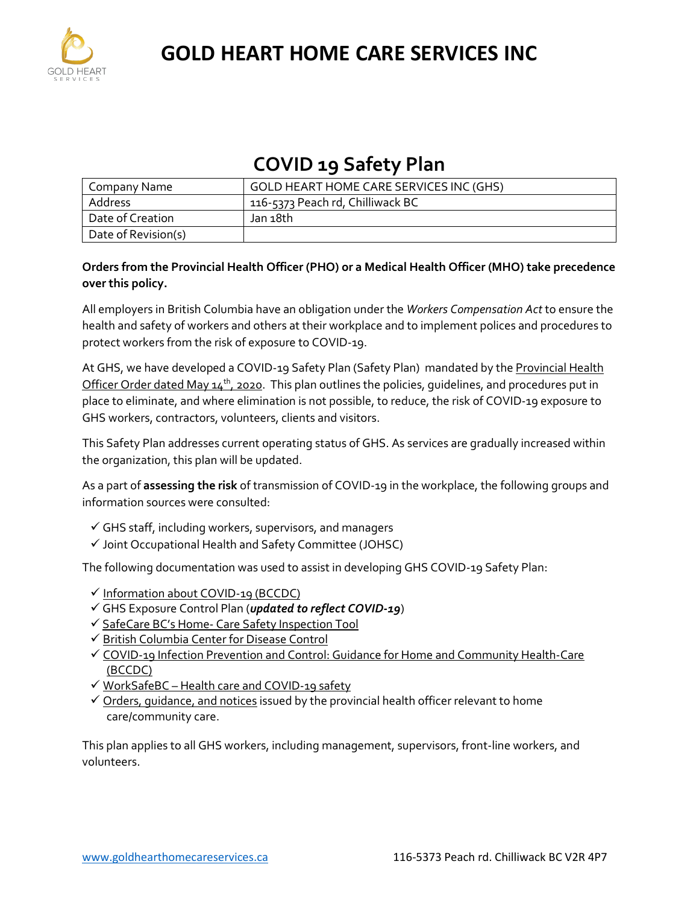# GOLD HEART HOME CARE SERVICES INC

## COVID 19 Safety Plan

| Company Name | GOLD HEART HOME CARE SERVICES INC (GHS) |
|---|---|
| Address | 116-5373 Peach rd, Chilliwack BC |
| Date of Creation | Jan 18th |
| Date of Revision(s) | |

**Orders from the Provincial Health Officer (PHO) or a Medical Health Officer (MHO) take precedence over this policy.**

All employers in British Columbia have an obligation under the *Workers Compensation Act* to ensure the health and safety of workers and others at their workplace and to implement polices and procedures to protect workers from the risk of exposure to COVID-19.

At GHS, we have developed a COVID-19 Safety Plan (Safety Plan) mandated by the Provincial Health Officer Order dated May 14th, 2020. This plan outlines the policies, guidelines, and procedures put in place to eliminate, and where elimination is not possible, to reduce, the risk of COVID-19 exposure to GHS workers, contractors, volunteers, clients and visitors.

This Safety Plan addresses current operating status of GHS. As services are gradually increased within the organization, this plan will be updated.

As a part of **assessing the risk** of transmission of COVID-19 in the workplace, the following groups and information sources were consulted:

- ✓ GHS staff, including workers, supervisors, and managers
- ✓ Joint Occupational Health and Safety Committee (JOHSC)

The following documentation was used to assist in developing GHS COVID-19 Safety Plan:

- ✓ Information about COVID-19 (BCCDC)
- ✓ GHS Exposure Control Plan (***updated to reflect COVID-19***)
- ✓ SafeCare BC's Home- Care Safety Inspection Tool
- ✓ British Columbia Center for Disease Control
- ✓ COVID-19 Infection Prevention and Control: Guidance for Home and Community Health-Care (BCCDC)
- ✓ WorkSafeBC – Health care and COVID-19 safety
- ✓ Orders, guidance, and notices issued by the provincial health officer relevant to home care/community care.

This plan applies to all GHS workers, including management, supervisors, front-line workers, and volunteers.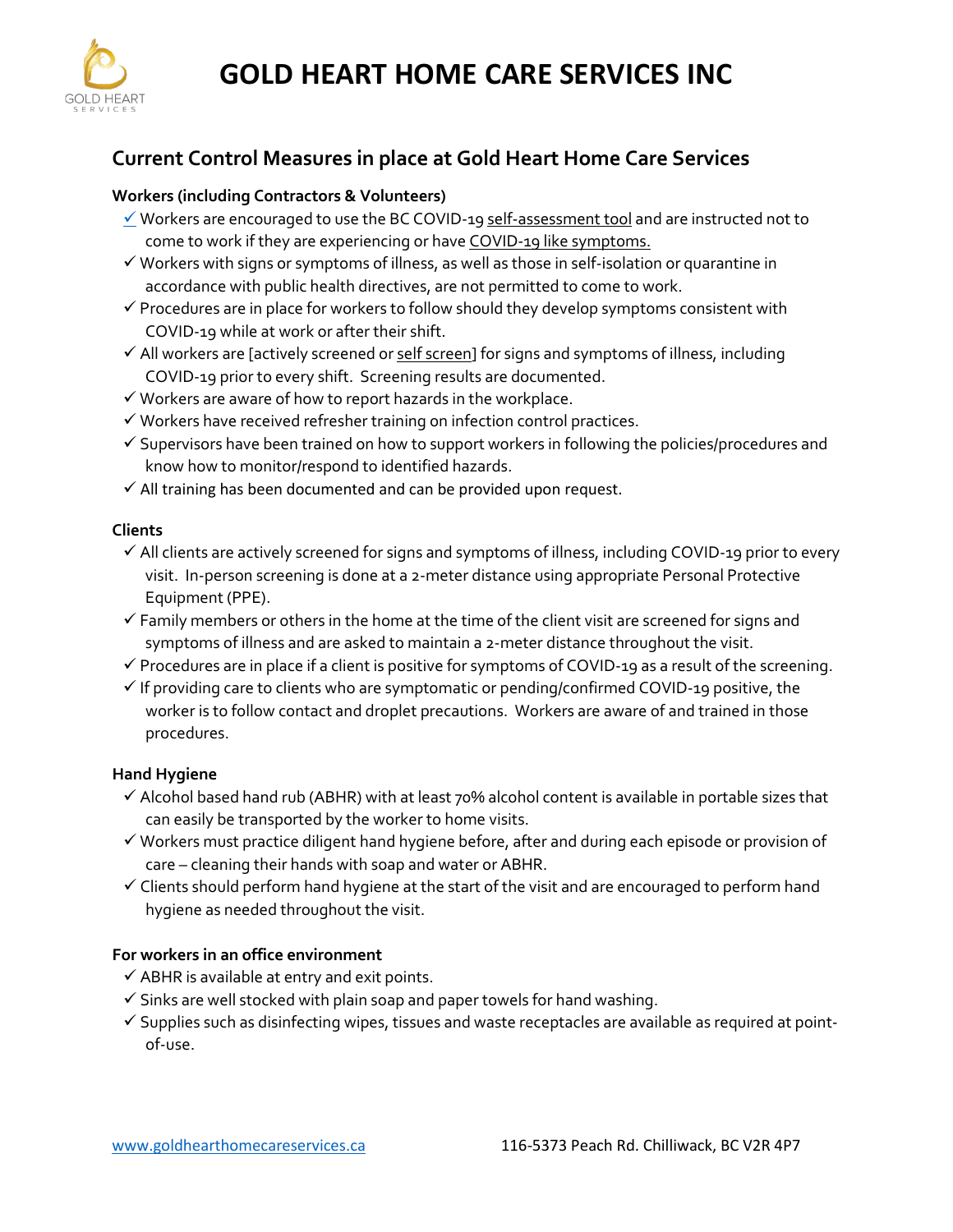# GOLD HEART HOME CARE SERVICES INC

## Current Control Measures in place at Gold Heart Home Care Services

### Workers (including Contractors & Volunteers)

- ✓ Workers are encouraged to use the BC COVID-19 self-assessment tool and are instructed not to come to work if they are experiencing or have COVID-19 like symptoms.
- ✓ Workers with signs or symptoms of illness, as well as those in self-isolation or quarantine in accordance with public health directives, are not permitted to come to work.
- ✓ Procedures are in place for workers to follow should they develop symptoms consistent with COVID-19 while at work or after their shift.
- ✓ All workers are [actively screened or self screen] for signs and symptoms of illness, including COVID-19 prior to every shift. Screening results are documented.
- ✓ Workers are aware of how to report hazards in the workplace.
- ✓ Workers have received refresher training on infection control practices.
- ✓ Supervisors have been trained on how to support workers in following the policies/procedures and know how to monitor/respond to identified hazards.
- ✓ All training has been documented and can be provided upon request.

### Clients

- ✓ All clients are actively screened for signs and symptoms of illness, including COVID-19 prior to every visit. In-person screening is done at a 2-meter distance using appropriate Personal Protective Equipment (PPE).
- ✓ Family members or others in the home at the time of the client visit are screened for signs and symptoms of illness and are asked to maintain a 2-meter distance throughout the visit.
- ✓ Procedures are in place if a client is positive for symptoms of COVID-19 as a result of the screening.
- ✓ If providing care to clients who are symptomatic or pending/confirmed COVID-19 positive, the worker is to follow contact and droplet precautions. Workers are aware of and trained in those procedures.

### Hand Hygiene

- ✓ Alcohol based hand rub (ABHR) with at least 70% alcohol content is available in portable sizes that can easily be transported by the worker to home visits.
- ✓ Workers must practice diligent hand hygiene before, after and during each episode or provision of care – cleaning their hands with soap and water or ABHR.
- ✓ Clients should perform hand hygiene at the start of the visit and are encouraged to perform hand hygiene as needed throughout the visit.

### For workers in an office environment

- ✓ ABHR is available at entry and exit points.
- ✓ Sinks are well stocked with plain soap and paper towels for hand washing.
- ✓ Supplies such as disinfecting wipes, tissues and waste receptacles are available as required at point-of-use.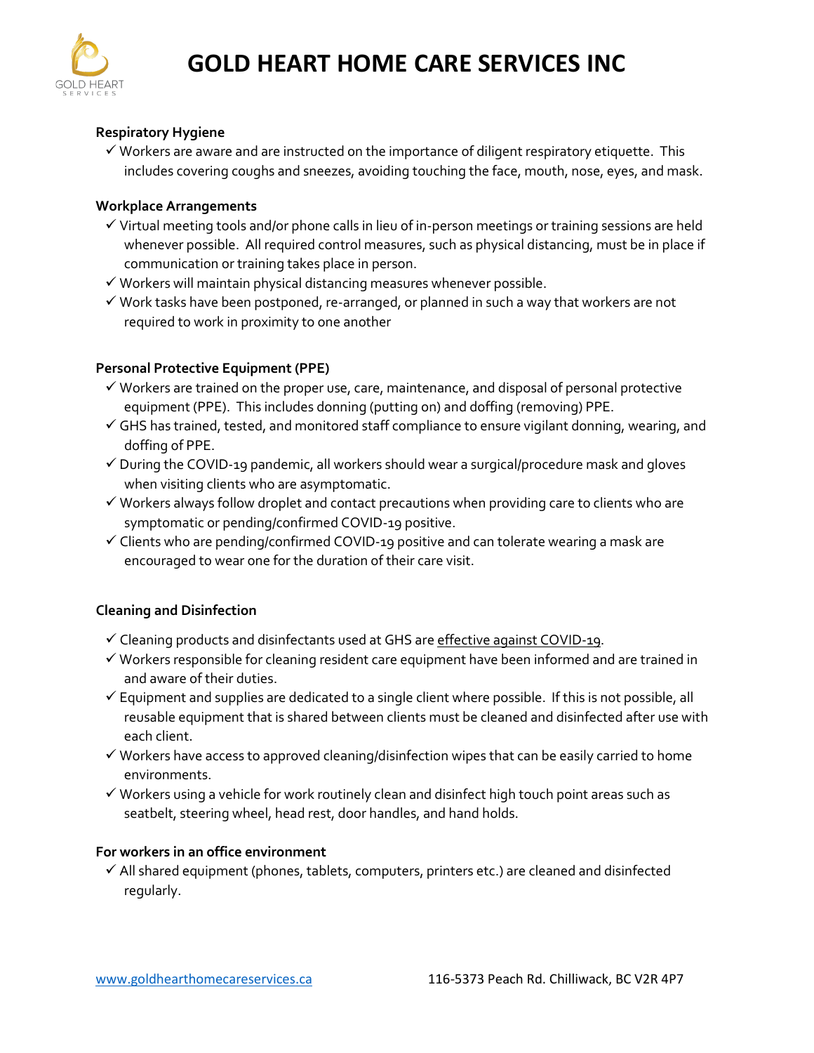### Respiratory Hygiene

- ✓ Workers are aware and are instructed on the importance of diligent respiratory etiquette. This includes covering coughs and sneezes, avoiding touching the face, mouth, nose, eyes, and mask.

### Workplace Arrangements

- ✓ Virtual meeting tools and/or phone calls in lieu of in-person meetings or training sessions are held whenever possible. All required control measures, such as physical distancing, must be in place if communication or training takes place in person.
- ✓ Workers will maintain physical distancing measures whenever possible.
- ✓ Work tasks have been postponed, re-arranged, or planned in such a way that workers are not required to work in proximity to one another

### Personal Protective Equipment (PPE)

- ✓ Workers are trained on the proper use, care, maintenance, and disposal of personal protective equipment (PPE). This includes donning (putting on) and doffing (removing) PPE.
- ✓ GHS has trained, tested, and monitored staff compliance to ensure vigilant donning, wearing, and doffing of PPE.
- ✓ During the COVID-19 pandemic, all workers should wear a surgical/procedure mask and gloves when visiting clients who are asymptomatic.
- ✓ Workers always follow droplet and contact precautions when providing care to clients who are symptomatic or pending/confirmed COVID-19 positive.
- ✓ Clients who are pending/confirmed COVID-19 positive and can tolerate wearing a mask are encouraged to wear one for the duration of their care visit.

### Cleaning and Disinfection

- ✓ Cleaning products and disinfectants used at GHS are effective against COVID-19.
- ✓ Workers responsible for cleaning resident care equipment have been informed and are trained in and aware of their duties.
- ✓ Equipment and supplies are dedicated to a single client where possible. If this is not possible, all reusable equipment that is shared between clients must be cleaned and disinfected after use with each client.
- ✓ Workers have access to approved cleaning/disinfection wipes that can be easily carried to home environments.
- ✓ Workers using a vehicle for work routinely clean and disinfect high touch point areas such as seatbelt, steering wheel, head rest, door handles, and hand holds.

### For workers in an office environment

- ✓ All shared equipment (phones, tablets, computers, printers etc.) are cleaned and disinfected regularly.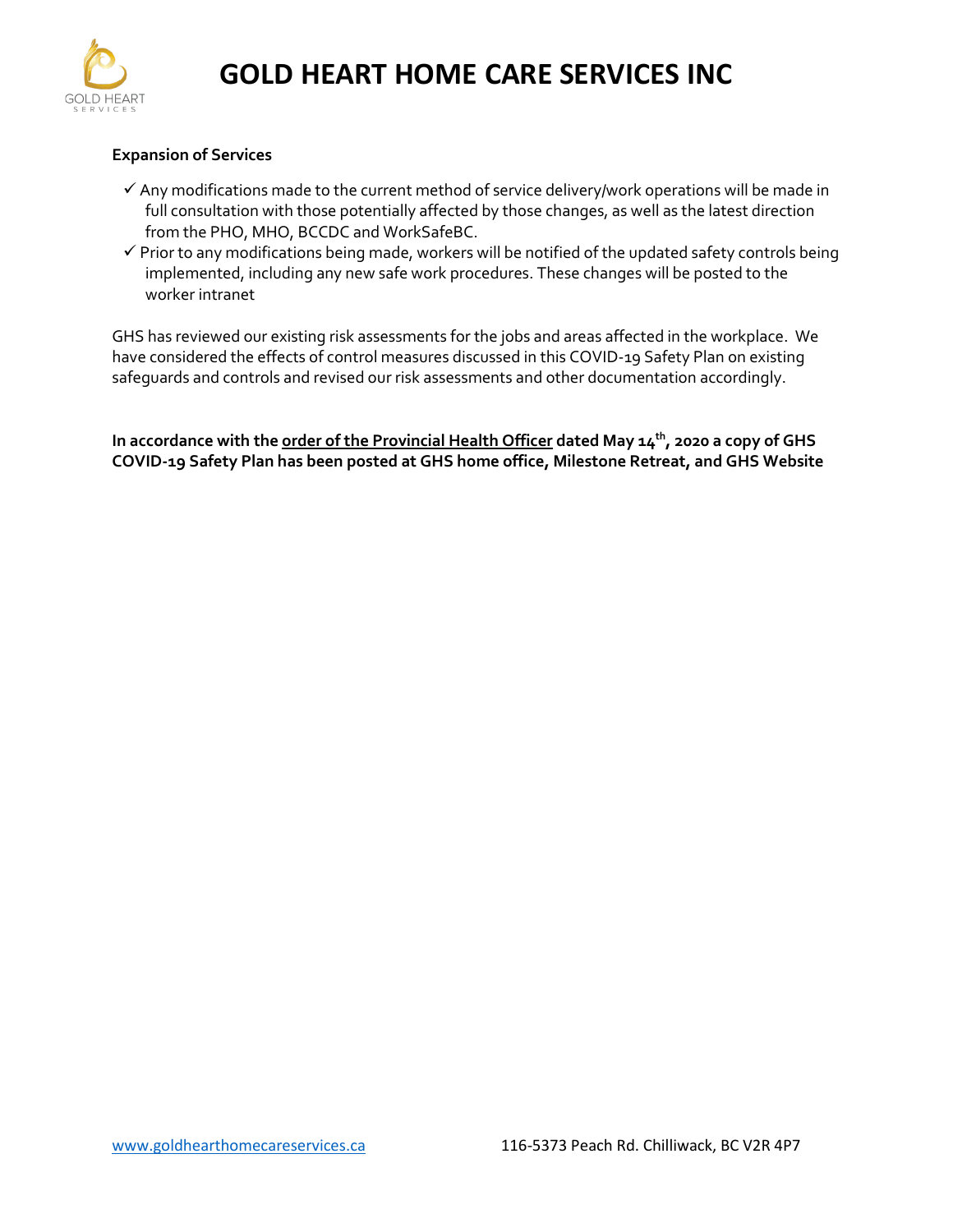**Expansion of Services**

- ✓ Any modifications made to the current method of service delivery/work operations will be made in full consultation with those potentially affected by those changes, as well as the latest direction from the PHO, MHO, BCCDC and WorkSafeBC.
- ✓ Prior to any modifications being made, workers will be notified of the updated safety controls being implemented, including any new safe work procedures. These changes will be posted to the worker intranet

GHS has reviewed our existing risk assessments for the jobs and areas affected in the workplace. We have considered the effects of control measures discussed in this COVID-19 Safety Plan on existing safeguards and controls and revised our risk assessments and other documentation accordingly.

**In accordance with the order of the Provincial Health Officer dated May 14th, 2020 a copy of GHS COVID-19 Safety Plan has been posted at GHS home office, Milestone Retreat, and GHS Website**